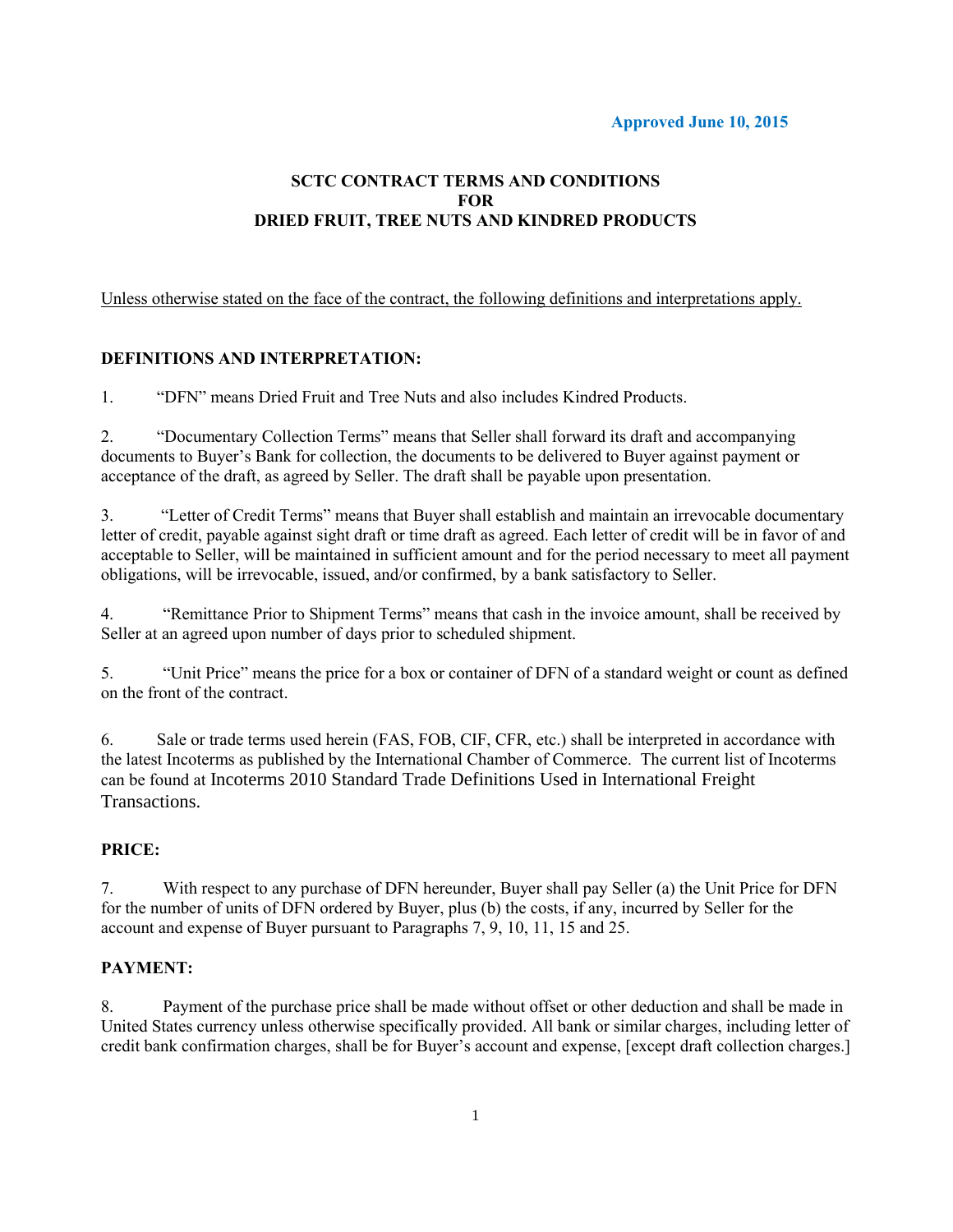**Approved June 10, 2015**

# SCTC CONTRACT TERMS AND CONDITIONS FOR DRIED FRUIT, TREE NUTS AND KINDRED PRODUCTS

<u>Unless otherwise stated on the face of the contract, the following definitions and interpretations apply.</u>

## DEFINITIONS AND INTERPRETATION:

1. "DFN" means Dried Fruit and Tree Nuts and also includes Kindred Products.

2. "Documentary Collection Terms" means that Seller shall forward its draft and accompanying documents to Buyer's Bank for collection, the documents to be delivered to Buyer against payment or acceptance of the draft, as agreed by Seller. The draft shall be payable upon presentation.

3. "Letter of Credit Terms" means that Buyer shall establish and maintain an irrevocable documentary letter of credit, payable against sight draft or time draft as agreed. Each letter of credit will be in favor of and acceptable to Seller, will be maintained in sufficient amount and for the period necessary to meet all payment obligations, will be irrevocable, issued, and/or confirmed, by a bank satisfactory to Seller.

4. "Remittance Prior to Shipment Terms" means that cash in the invoice amount, shall be received by Seller at an agreed upon number of days prior to scheduled shipment.

5. "Unit Price" means the price for a box or container of DFN of a standard weight or count as defined on the front of the contract.

6. Sale or trade terms used herein (FAS, FOB, CIF, CFR, etc.) shall be interpreted in accordance with the latest Incoterms as published by the International Chamber of Commerce. The current list of Incoterms can be found at Incoterms 2010 Standard Trade Definitions Used in International Freight Transactions.

## PRICE:

7. With respect to any purchase of DFN hereunder, Buyer shall pay Seller (a) the Unit Price for DFN for the number of units of DFN ordered by Buyer, plus (b) the costs, if any, incurred by Seller for the account and expense of Buyer pursuant to Paragraphs 7, 9, 10, 11, 15 and 25.

## PAYMENT:

8. Payment of the purchase price shall be made without offset or other deduction and shall be made in United States currency unless otherwise specifically provided. All bank or similar charges, including letter of credit bank confirmation charges, shall be for Buyer's account and expense, [except draft collection charges.]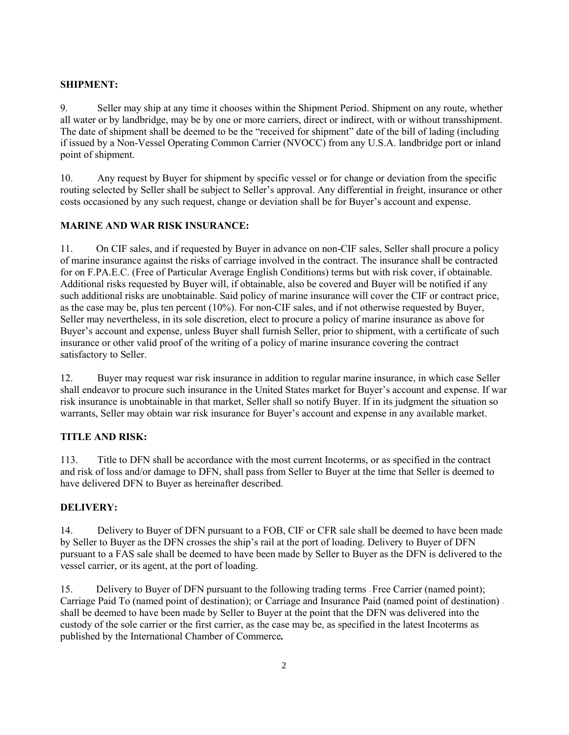**SHIPMENT:**

9. Seller may ship at any time it chooses within the Shipment Period. Shipment on any route, whether all water or by landbridge, may be by one or more carriers, direct or indirect, with or without transshipment. The date of shipment shall be deemed to be the "received for shipment" date of the bill of lading (including if issued by a Non-Vessel Operating Common Carrier (NVOCC) from any U.S.A. landbridge port or inland point of shipment.

10. Any request by Buyer for shipment by specific vessel or for change or deviation from the specific routing selected by Seller shall be subject to Seller's approval. Any differential in freight, insurance or other costs occasioned by any such request, change or deviation shall be for Buyer's account and expense.

**MARINE AND WAR RISK INSURANCE:**

11. On CIF sales, and if requested by Buyer in advance on non-CIF sales, Seller shall procure a policy of marine insurance against the risks of carriage involved in the contract. The insurance shall be contracted for on F.PA.E.C. (Free of Particular Average English Conditions) terms but with risk cover, if obtainable. Additional risks requested by Buyer will, if obtainable, also be covered and Buyer will be notified if any such additional risks are unobtainable. Said policy of marine insurance will cover the CIF or contract price, as the case may be, plus ten percent (10%). For non-CIF sales, and if not otherwise requested by Buyer, Seller may nevertheless, in its sole discretion, elect to procure a policy of marine insurance as above for Buyer's account and expense, unless Buyer shall furnish Seller, prior to shipment, with a certificate of such insurance or other valid proof of the writing of a policy of marine insurance covering the contract satisfactory to Seller.

12. Buyer may request war risk insurance in addition to regular marine insurance, in which case Seller shall endeavor to procure such insurance in the United States market for Buyer's account and expense. If war risk insurance is unobtainable in that market, Seller shall so notify Buyer. If in its judgment the situation so warrants, Seller may obtain war risk insurance for Buyer's account and expense in any available market.

**TITLE AND RISK:**

113. Title to DFN shall be accordance with the most current Incoterms, or as specified in the contract and risk of loss and/or damage to DFN, shall pass from Seller to Buyer at the time that Seller is deemed to have delivered DFN to Buyer as hereinafter described.

**DELIVERY:**

14. Delivery to Buyer of DFN pursuant to a FOB, CIF or CFR sale shall be deemed to have been made by Seller to Buyer as the DFN crosses the ship's rail at the port of loading. Delivery to Buyer of DFN pursuant to a FAS sale shall be deemed to have been made by Seller to Buyer as the DFN is delivered to the vessel carrier, or its agent, at the port of loading.

15. Delivery to Buyer of DFN pursuant to the following trading terms – Free Carrier (named point); Carriage Paid To (named point of destination); or Carriage and Insurance Paid (named point of destination) – shall be deemed to have been made by Seller to Buyer at the point that the DFN was delivered into the custody of the sole carrier or the first carrier, as the case may be, as specified in the latest Incoterms as published by the International Chamber of Commerce**.**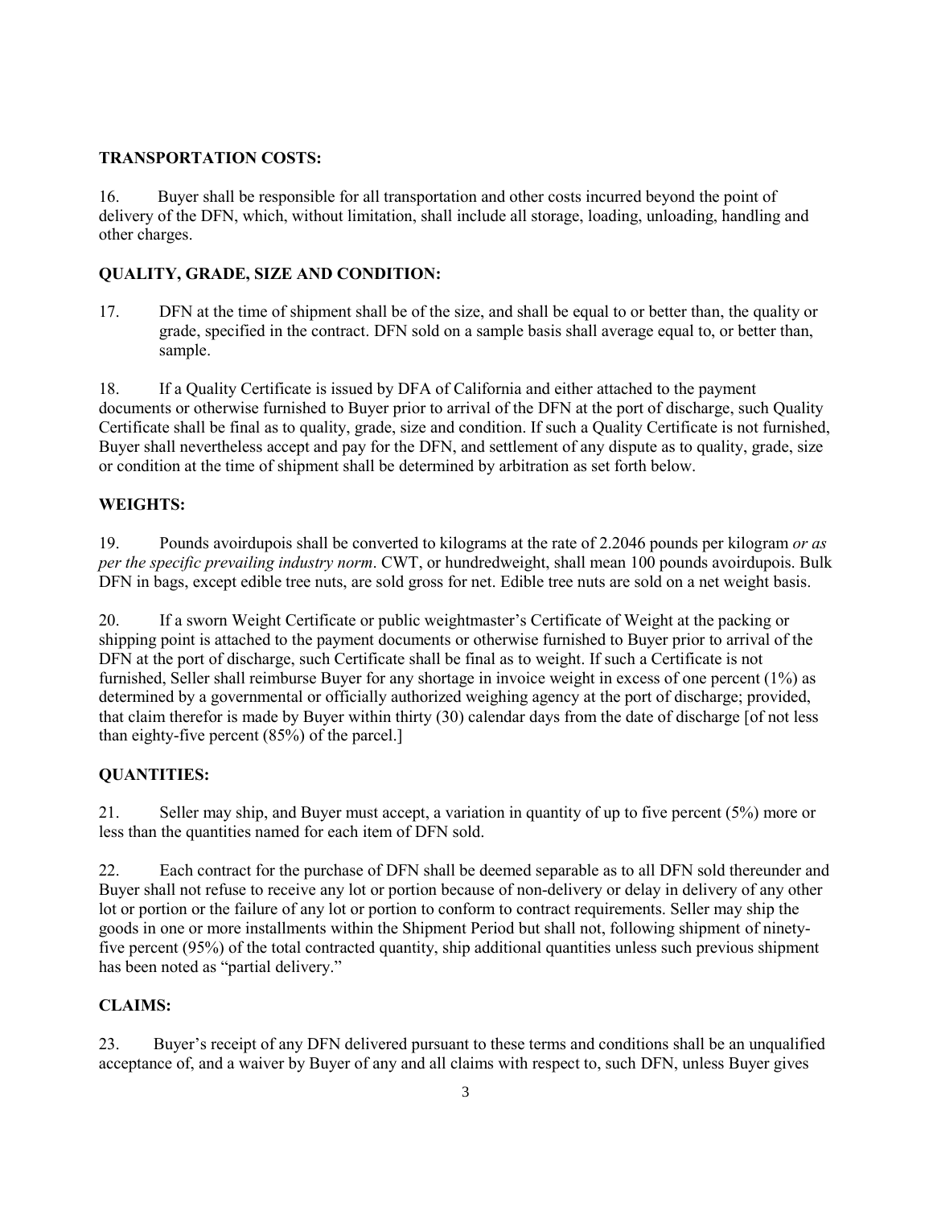**TRANSPORTATION COSTS:**

16. Buyer shall be responsible for all transportation and other costs incurred beyond the point of delivery of the DFN, which, without limitation, shall include all storage, loading, unloading, handling and other charges.

**QUALITY, GRADE, SIZE AND CONDITION:**

17. DFN at the time of shipment shall be of the size, and shall be equal to or better than, the quality or grade, specified in the contract. DFN sold on a sample basis shall average equal to, or better than, sample.

18. If a Quality Certificate is issued by DFA of California and either attached to the payment documents or otherwise furnished to Buyer prior to arrival of the DFN at the port of discharge, such Quality Certificate shall be final as to quality, grade, size and condition. If such a Quality Certificate is not furnished, Buyer shall nevertheless accept and pay for the DFN, and settlement of any dispute as to quality, grade, size or condition at the time of shipment shall be determined by arbitration as set forth below.

**WEIGHTS:**

19. Pounds avoirdupois shall be converted to kilograms at the rate of 2.2046 pounds per kilogram *or as per the specific prevailing industry norm*. CWT, or hundredweight, shall mean 100 pounds avoirdupois. Bulk DFN in bags, except edible tree nuts, are sold gross for net. Edible tree nuts are sold on a net weight basis.

20. If a sworn Weight Certificate or public weightmaster's Certificate of Weight at the packing or shipping point is attached to the payment documents or otherwise furnished to Buyer prior to arrival of the DFN at the port of discharge, such Certificate shall be final as to weight. If such a Certificate is not furnished, Seller shall reimburse Buyer for any shortage in invoice weight in excess of one percent (1%) as determined by a governmental or officially authorized weighing agency at the port of discharge; provided, that claim therefor is made by Buyer within thirty (30) calendar days from the date of discharge [of not less than eighty-five percent (85%) of the parcel.]

**QUANTITIES:**

21. Seller may ship, and Buyer must accept, a variation in quantity of up to five percent (5%) more or less than the quantities named for each item of DFN sold.

22. Each contract for the purchase of DFN shall be deemed separable as to all DFN sold thereunder and Buyer shall not refuse to receive any lot or portion because of non-delivery or delay in delivery of any other lot or portion or the failure of any lot or portion to conform to contract requirements. Seller may ship the goods in one or more installments within the Shipment Period but shall not, following shipment of ninety-five percent (95%) of the total contracted quantity, ship additional quantities unless such previous shipment has been noted as "partial delivery."

**CLAIMS:**

23. Buyer's receipt of any DFN delivered pursuant to these terms and conditions shall be an unqualified acceptance of, and a waiver by Buyer of any and all claims with respect to, such DFN, unless Buyer gives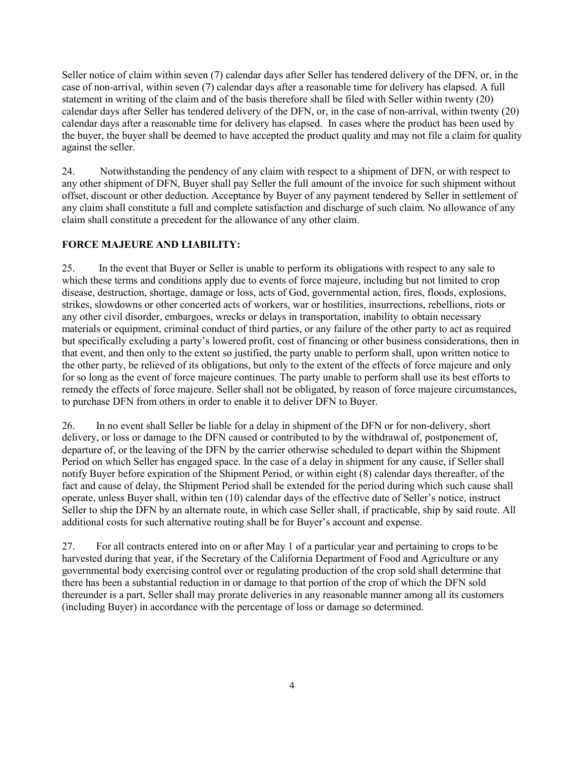Seller notice of claim within seven (7) calendar days after Seller has tendered delivery of the DFN, or, in the case of non-arrival, within seven (7) calendar days after a reasonable time for delivery has elapsed. A full statement in writing of the claim and of the basis therefore shall be filed with Seller within twenty (20) calendar days after Seller has tendered delivery of the DFN, or, in the case of non-arrival, within twenty (20) calendar days after a reasonable time for delivery has elapsed. In cases where the product has been used by the buyer, the buyer shall be deemed to have accepted the product quality and may not file a claim for quality against the seller.

24. Notwithstanding the pendency of any claim with respect to a shipment of DFN, or with respect to any other shipment of DFN, Buyer shall pay Seller the full amount of the invoice for such shipment without offset, discount or other deduction. Acceptance by Buyer of any payment tendered by Seller in settlement of any claim shall constitute a full and complete satisfaction and discharge of such claim. No allowance of any claim shall constitute a precedent for the allowance of any other claim.

**FORCE MAJEURE AND LIABILITY:**

25. In the event that Buyer or Seller is unable to perform its obligations with respect to any sale to which these terms and conditions apply due to events of force majeure, including but not limited to crop disease, destruction, shortage, damage or loss, acts of God, governmental action, fires, floods, explosions, strikes, slowdowns or other concerted acts of workers, war or hostilities, insurrections, rebellions, riots or any other civil disorder, embargoes, wrecks or delays in transportation, inability to obtain necessary materials or equipment, criminal conduct of third parties, or any failure of the other party to act as required but specifically excluding a party's lowered profit, cost of financing or other business considerations, then in that event, and then only to the extent so justified, the party unable to perform shall, upon written notice to the other party, be relieved of its obligations, but only to the extent of the effects of force majeure and only for so long as the event of force majeure continues. The party unable to perform shall use its best efforts to remedy the effects of force majeure. Seller shall not be obligated, by reason of force majeure circumstances, to purchase DFN from others in order to enable it to deliver DFN to Buyer.

26. In no event shall Seller be liable for a delay in shipment of the DFN or for non-delivery, short delivery, or loss or damage to the DFN caused or contributed to by the withdrawal of, postponement of, departure of, or the leaving of the DFN by the carrier otherwise scheduled to depart within the Shipment Period on which Seller has engaged space. In the case of a delay in shipment for any cause, if Seller shall notify Buyer before expiration of the Shipment Period, or within eight (8) calendar days thereafter, of the fact and cause of delay, the Shipment Period shall be extended for the period during which such cause shall operate, unless Buyer shall, within ten (10) calendar days of the effective date of Seller's notice, instruct Seller to ship the DFN by an alternate route, in which case Seller shall, if practicable, ship by said route. All additional costs for such alternative routing shall be for Buyer's account and expense.

27. For all contracts entered into on or after May 1 of a particular year and pertaining to crops to be harvested during that year, if the Secretary of the California Department of Food and Agriculture or any governmental body exercising control over or regulating production of the crop sold shall determine that there has been a substantial reduction in or damage to that portion of the crop of which the DFN sold thereunder is a part, Seller shall may prorate deliveries in any reasonable manner among all its customers (including Buyer) in accordance with the percentage of loss or damage so determined.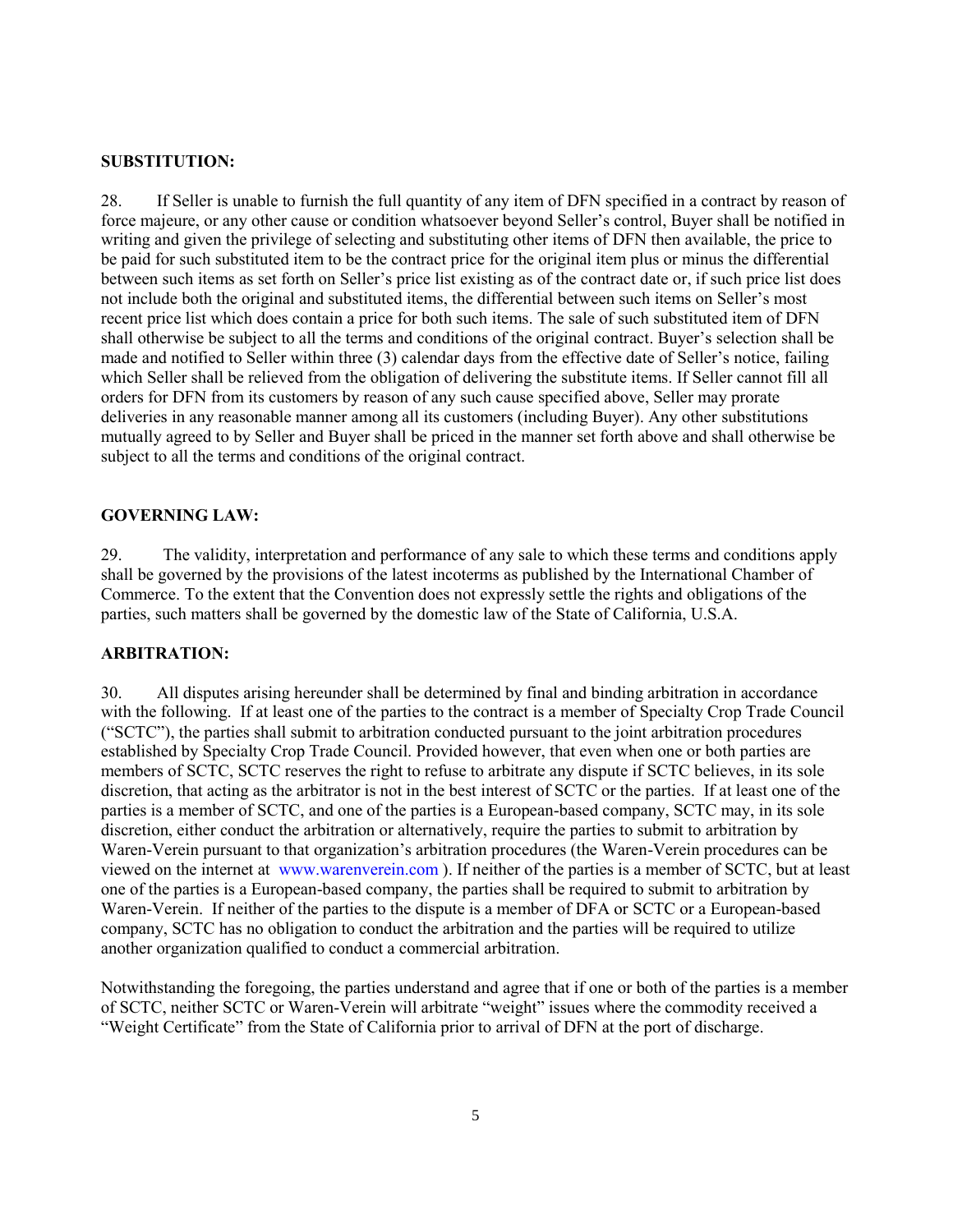**SUBSTITUTION:**

28. If Seller is unable to furnish the full quantity of any item of DFN specified in a contract by reason of force majeure, or any other cause or condition whatsoever beyond Seller's control, Buyer shall be notified in writing and given the privilege of selecting and substituting other items of DFN then available, the price to be paid for such substituted item to be the contract price for the original item plus or minus the differential between such items as set forth on Seller's price list existing as of the contract date or, if such price list does not include both the original and substituted items, the differential between such items on Seller's most recent price list which does contain a price for both such items. The sale of such substituted item of DFN shall otherwise be subject to all the terms and conditions of the original contract. Buyer's selection shall be made and notified to Seller within three (3) calendar days from the effective date of Seller's notice, failing which Seller shall be relieved from the obligation of delivering the substitute items. If Seller cannot fill all orders for DFN from its customers by reason of any such cause specified above, Seller may prorate deliveries in any reasonable manner among all its customers (including Buyer). Any other substitutions mutually agreed to by Seller and Buyer shall be priced in the manner set forth above and shall otherwise be subject to all the terms and conditions of the original contract.

**GOVERNING LAW:**

29. The validity, interpretation and performance of any sale to which these terms and conditions apply shall be governed by the provisions of the latest incoterms as published by the International Chamber of Commerce. To the extent that the Convention does not expressly settle the rights and obligations of the parties, such matters shall be governed by the domestic law of the State of California, U.S.A.

**ARBITRATION:**

30. All disputes arising hereunder shall be determined by final and binding arbitration in accordance with the following. If at least one of the parties to the contract is a member of Specialty Crop Trade Council ("SCTC"), the parties shall submit to arbitration conducted pursuant to the joint arbitration procedures established by Specialty Crop Trade Council. Provided however, that even when one or both parties are members of SCTC, SCTC reserves the right to refuse to arbitrate any dispute if SCTC believes, in its sole discretion, that acting as the arbitrator is not in the best interest of SCTC or the parties. If at least one of the parties is a member of SCTC, and one of the parties is a European-based company, SCTC may, in its sole discretion, either conduct the arbitration or alternatively, require the parties to submit to arbitration by Waren-Verein pursuant to that organization's arbitration procedures (the Waren-Verein procedures can be viewed on the internet at www.warenverein.com ). If neither of the parties is a member of SCTC, but at least one of the parties is a European-based company, the parties shall be required to submit to arbitration by Waren-Verein. If neither of the parties to the dispute is a member of DFA or SCTC or a European-based company, SCTC has no obligation to conduct the arbitration and the parties will be required to utilize another organization qualified to conduct a commercial arbitration.

Notwithstanding the foregoing, the parties understand and agree that if one or both of the parties is a member of SCTC, neither SCTC or Waren-Verein will arbitrate "weight" issues where the commodity received a "Weight Certificate" from the State of California prior to arrival of DFN at the port of discharge.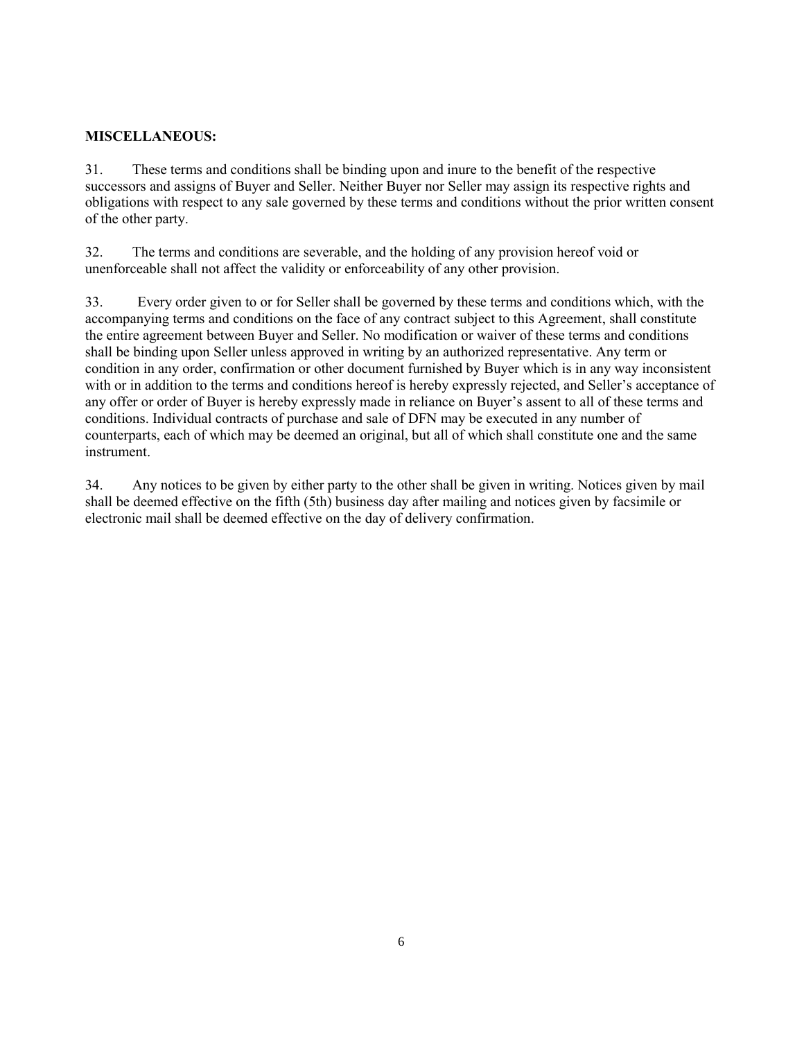**MISCELLANEOUS:**

31. These terms and conditions shall be binding upon and inure to the benefit of the respective successors and assigns of Buyer and Seller. Neither Buyer nor Seller may assign its respective rights and obligations with respect to any sale governed by these terms and conditions without the prior written consent of the other party.

32. The terms and conditions are severable, and the holding of any provision hereof void or unenforceable shall not affect the validity or enforceability of any other provision.

33. Every order given to or for Seller shall be governed by these terms and conditions which, with the accompanying terms and conditions on the face of any contract subject to this Agreement, shall constitute the entire agreement between Buyer and Seller. No modification or waiver of these terms and conditions shall be binding upon Seller unless approved in writing by an authorized representative. Any term or condition in any order, confirmation or other document furnished by Buyer which is in any way inconsistent with or in addition to the terms and conditions hereof is hereby expressly rejected, and Seller's acceptance of any offer or order of Buyer is hereby expressly made in reliance on Buyer's assent to all of these terms and conditions. Individual contracts of purchase and sale of DFN may be executed in any number of counterparts, each of which may be deemed an original, but all of which shall constitute one and the same instrument.

34. Any notices to be given by either party to the other shall be given in writing. Notices given by mail shall be deemed effective on the fifth (5th) business day after mailing and notices given by facsimile or electronic mail shall be deemed effective on the day of delivery confirmation.